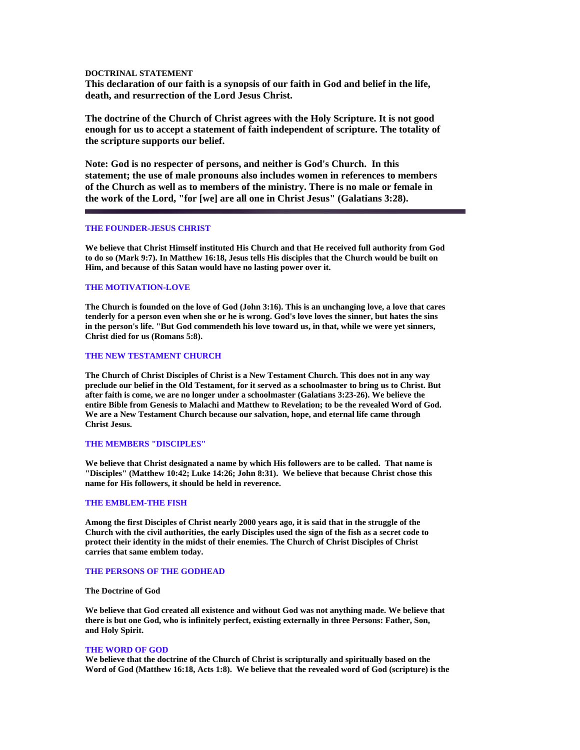**DOCTRINAL STATEMENT**

**This declaration of our faith is a synopsis of our faith in God and belief in the life, death, and resurrection of the Lord Jesus Christ.**

**The doctrine of the Church of Christ agrees with the Holy Scripture. It is not good enough for us to accept a statement of faith independent of scripture. The totality of the scripture supports our belief.**

**Note: God is no respecter of persons, and neither is God's Church. In this statement; the use of male pronouns also includes women in references to members of the Church as well as to members of the ministry. There is no male or female in the work of the Lord, "for [we] are all one in Christ Jesus" (Galatians 3:28).**

---

## THE FOUNDER-JESUS CHRIST

**We believe that Christ Himself instituted His Church and that He received full authority from God to do so (Mark 9:7). In Matthew 16:18, Jesus tells His disciples that the Church would be built on Him, and because of this Satan would have no lasting power over it.**

## THE MOTIVATION-LOVE

**The Church is founded on the love of God (John 3:16). This is an unchanging love, a love that cares tenderly for a person even when she or he is wrong. God's love loves the sinner, but hates the sins in the person's life. "But God commendeth his love toward us, in that, while we were yet sinners, Christ died for us (Romans 5:8).**

## THE NEW TESTAMENT CHURCH

**The Church of Christ Disciples of Christ is a New Testament Church. This does not in any way preclude our belief in the Old Testament, for it served as a schoolmaster to bring us to Christ. But after faith is come, we are no longer under a schoolmaster (Galatians 3:23-26). We believe the entire Bible from Genesis to Malachi and Matthew to Revelation; to be the revealed Word of God. We are a New Testament Church because our salvation, hope, and eternal life came through Christ Jesus.**

## THE MEMBERS "DISCIPLES"

**We believe that Christ designated a name by which His followers are to be called. That name is "Disciples" (Matthew 10:42; Luke 14:26; John 8:31). We believe that because Christ chose this name for His followers, it should be held in reverence.**

## THE EMBLEM-THE FISH

**Among the first Disciples of Christ nearly 2000 years ago, it is said that in the struggle of the Church with the civil authorities, the early Disciples used the sign of the fish as a secret code to protect their identity in the midst of their enemies. The Church of Christ Disciples of Christ carries that same emblem today.**

## THE PERSONS OF THE GODHEAD

**The Doctrine of God**

**We believe that God created all existence and without God was not anything made. We believe that there is but one God, who is infinitely perfect, existing externally in three Persons: Father, Son, and Holy Spirit.**

## THE WORD OF GOD

**We believe that the doctrine of the Church of Christ is scripturally and spiritually based on the Word of God (Matthew 16:18, Acts 1:8). We believe that the revealed word of God (scripture) is the**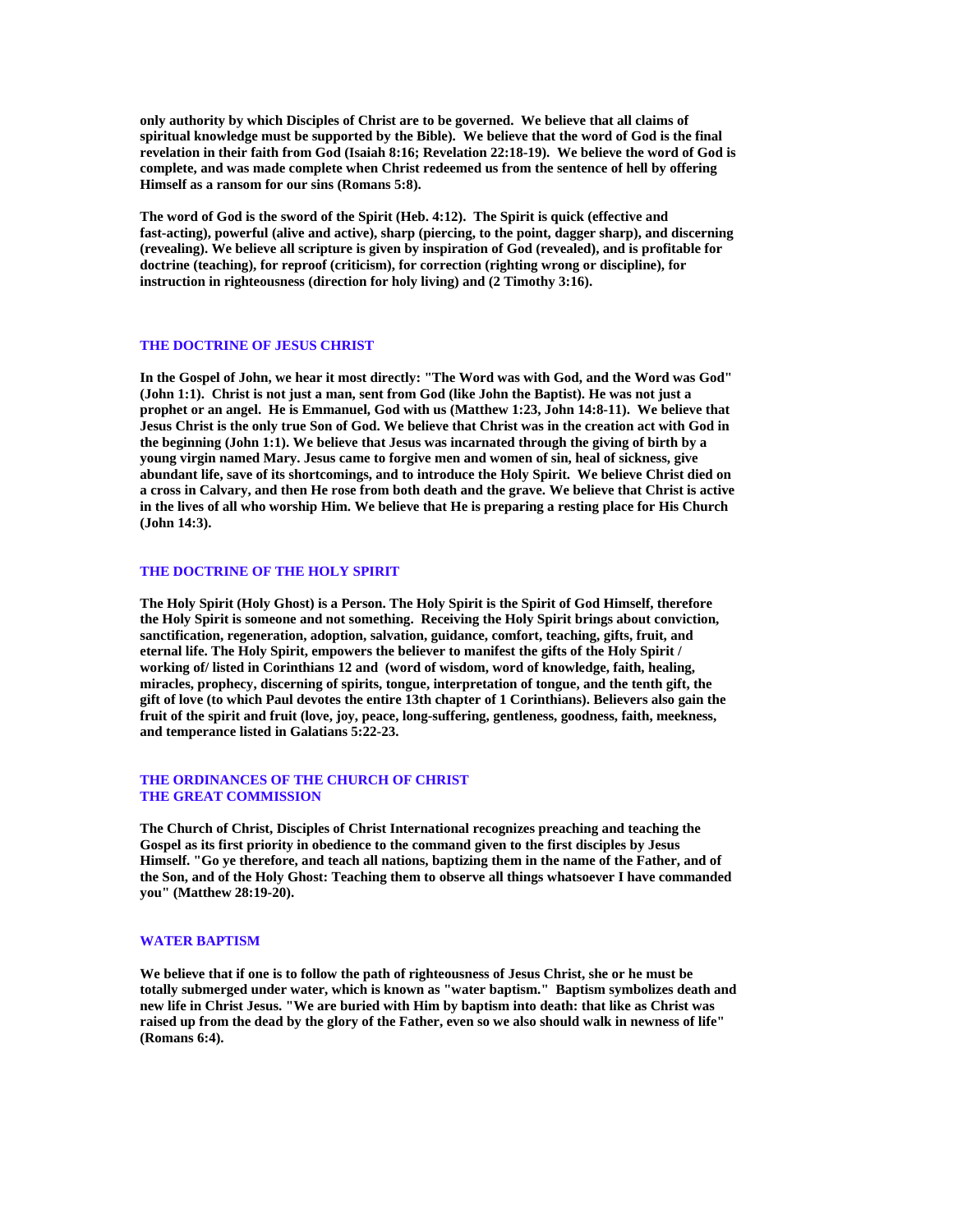**only authority by which Disciples of Christ are to be governed. We believe that all claims of spiritual knowledge must be supported by the Bible). We believe that the word of God is the final revelation in their faith from God (Isaiah 8:16; Revelation 22:18-19). We believe the word of God is complete, and was made complete when Christ redeemed us from the sentence of hell by offering Himself as a ransom for our sins (Romans 5:8).**

**The word of God is the sword of the Spirit (Heb. 4:12). The Spirit is quick (effective and fast-acting), powerful (alive and active), sharp (piercing, to the point, dagger sharp), and discerning (revealing). We believe all scripture is given by inspiration of God (revealed), and is profitable for doctrine (teaching), for reproof (criticism), for correction (righting wrong or discipline), for instruction in righteousness (direction for holy living) and (2 Timothy 3:16).**

## THE DOCTRINE OF JESUS CHRIST

**In the Gospel of John, we hear it most directly: "The Word was with God, and the Word was God" (John 1:1). Christ is not just a man, sent from God (like John the Baptist). He was not just a prophet or an angel. He is Emmanuel, God with us (Matthew 1:23, John 14:8-11). We believe that Jesus Christ is the only true Son of God. We believe that Christ was in the creation act with God in the beginning (John 1:1). We believe that Jesus was incarnated through the giving of birth by a young virgin named Mary. Jesus came to forgive men and women of sin, heal of sickness, give abundant life, save of its shortcomings, and to introduce the Holy Spirit. We believe Christ died on a cross in Calvary, and then He rose from both death and the grave. We believe that Christ is active in the lives of all who worship Him. We believe that He is preparing a resting place for His Church (John 14:3).**

## THE DOCTRINE OF THE HOLY SPIRIT

**The Holy Spirit (Holy Ghost) is a Person. The Holy Spirit is the Spirit of God Himself, therefore the Holy Spirit is someone and not something. Receiving the Holy Spirit brings about conviction, sanctification, regeneration, adoption, salvation, guidance, comfort, teaching, gifts, fruit, and eternal life. The Holy Spirit, empowers the believer to manifest the gifts of the Holy Spirit / working of/ listed in Corinthians 12 and (word of wisdom, word of knowledge, faith, healing, miracles, prophecy, discerning of spirits, tongue, interpretation of tongue, and the tenth gift, the gift of love (to which Paul devotes the entire 13th chapter of 1 Corinthians). Believers also gain the fruit of the spirit and fruit (love, joy, peace, long-suffering, gentleness, goodness, faith, meekness, and temperance listed in Galatians 5:22-23.**

## THE ORDINANCES OF THE CHURCH OF CHRIST
## THE GREAT COMMISSION

**The Church of Christ, Disciples of Christ International recognizes preaching and teaching the Gospel as its first priority in obedience to the command given to the first disciples by Jesus Himself. "Go ye therefore, and teach all nations, baptizing them in the name of the Father, and of the Son, and of the Holy Ghost: Teaching them to observe all things whatsoever I have commanded you" (Matthew 28:19-20).**

## WATER BAPTISM

**We believe that if one is to follow the path of righteousness of Jesus Christ, she or he must be totally submerged under water, which is known as "water baptism." Baptism symbolizes death and new life in Christ Jesus. "We are buried with Him by baptism into death: that like as Christ was raised up from the dead by the glory of the Father, even so we also should walk in newness of life" (Romans 6:4).**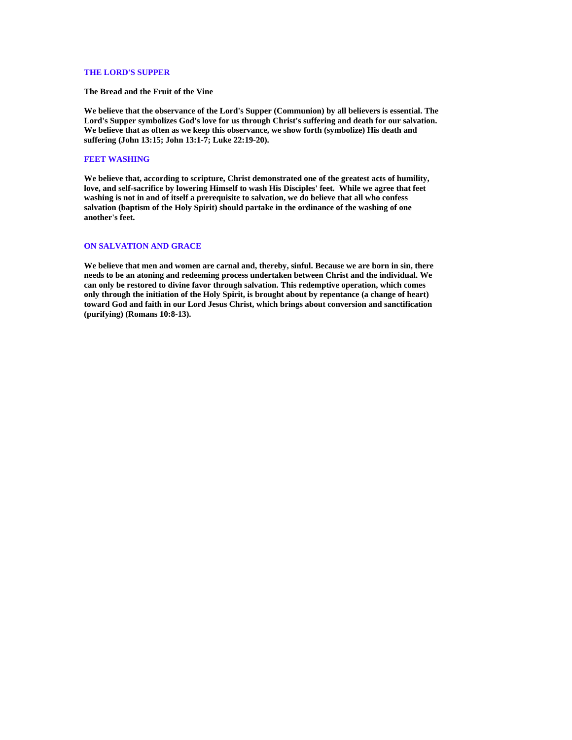## THE LORD'S SUPPER

**The Bread and the Fruit of the Vine**

**We believe that the observance of the Lord's Supper (Communion) by all believers is essential. The Lord's Supper symbolizes God's love for us through Christ's suffering and death for our salvation. We believe that as often as we keep this observance, we show forth (symbolize) His death and suffering (John 13:15; John 13:1-7; Luke 22:19-20).**

## FEET WASHING

**We believe that, according to scripture, Christ demonstrated one of the greatest acts of humility, love, and self-sacrifice by lowering Himself to wash His Disciples' feet. While we agree that feet washing is not in and of itself a prerequisite to salvation, we do believe that all who confess salvation (baptism of the Holy Spirit) should partake in the ordinance of the washing of one another's feet.**

## ON SALVATION AND GRACE

**We believe that men and women are carnal and, thereby, sinful. Because we are born in sin, there needs to be an atoning and redeeming process undertaken between Christ and the individual. We can only be restored to divine favor through salvation. This redemptive operation, which comes only through the initiation of the Holy Spirit, is brought about by repentance (a change of heart) toward God and faith in our Lord Jesus Christ, which brings about conversion and sanctification (purifying) (Romans 10:8-13).**